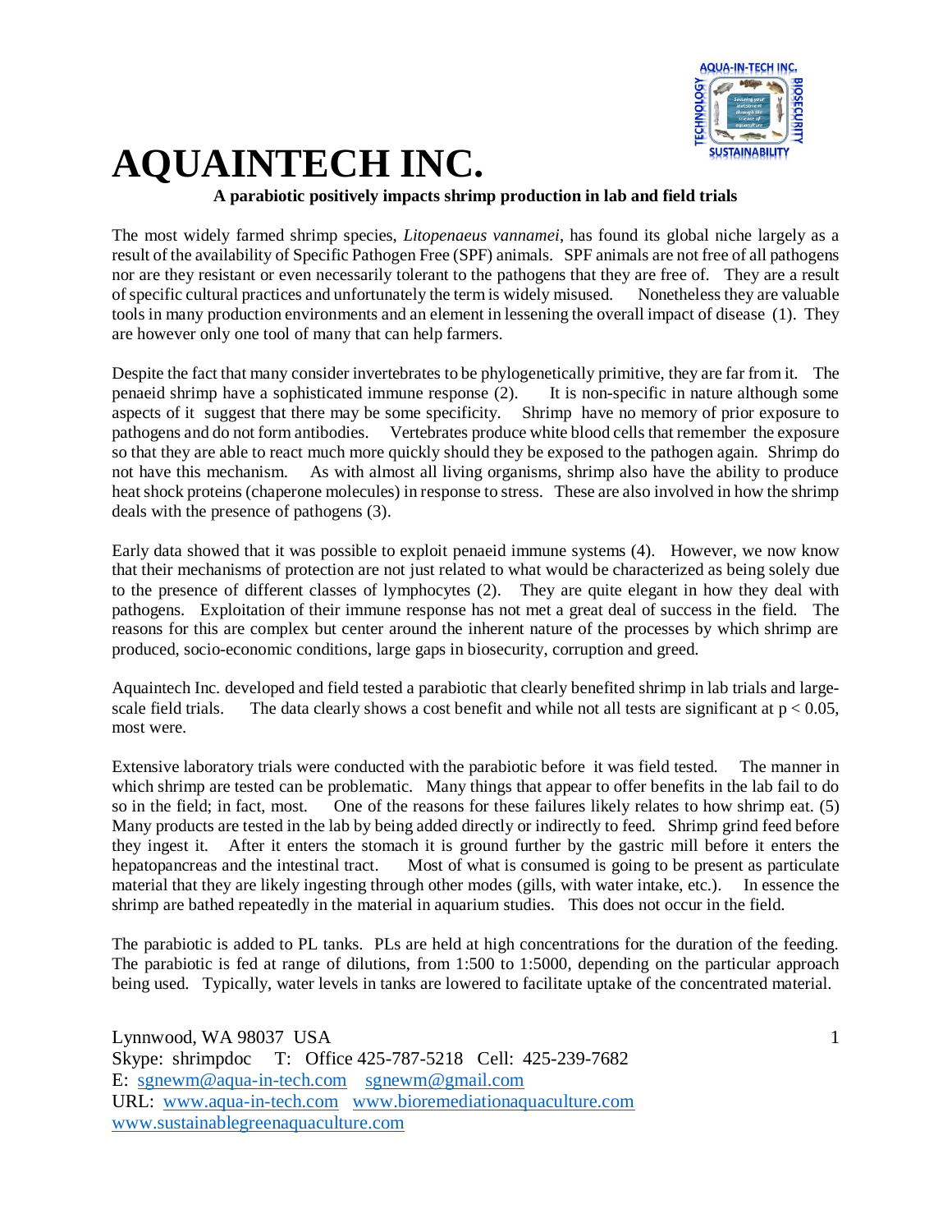# AQUAINTECH INC.

**A parabiotic positively impacts shrimp production in lab and field trials**

The most widely farmed shrimp species, *Litopenaeus vannamei*, has found its global niche largely as a result of the availability of Specific Pathogen Free (SPF) animals. SPF animals are not free of all pathogens nor are they resistant or even necessarily tolerant to the pathogens that they are free of. They are a result of specific cultural practices and unfortunately the term is widely misused. Nonetheless they are valuable tools in many production environments and an element in lessening the overall impact of disease (1). They are however only one tool of many that can help farmers.

Despite the fact that many consider invertebrates to be phylogenetically primitive, they are far from it. The penaeid shrimp have a sophisticated immune response (2). It is non-specific in nature although some aspects of it suggest that there may be some specificity. Shrimp have no memory of prior exposure to pathogens and do not form antibodies. Vertebrates produce white blood cells that remember the exposure so that they are able to react much more quickly should they be exposed to the pathogen again. Shrimp do not have this mechanism. As with almost all living organisms, shrimp also have the ability to produce heat shock proteins (chaperone molecules) in response to stress. These are also involved in how the shrimp deals with the presence of pathogens (3).

Early data showed that it was possible to exploit penaeid immune systems (4). However, we now know that their mechanisms of protection are not just related to what would be characterized as being solely due to the presence of different classes of lymphocytes (2). They are quite elegant in how they deal with pathogens. Exploitation of their immune response has not met a great deal of success in the field. The reasons for this are complex but center around the inherent nature of the processes by which shrimp are produced, socio-economic conditions, large gaps in biosecurity, corruption and greed.

Aquaintech Inc. developed and field tested a parabiotic that clearly benefited shrimp in lab trials and large-scale field trials. The data clearly shows a cost benefit and while not all tests are significant at $p < 0.05$, most were.

Extensive laboratory trials were conducted with the parabiotic before it was field tested. The manner in which shrimp are tested can be problematic. Many things that appear to offer benefits in the lab fail to do so in the field; in fact, most. One of the reasons for these failures likely relates to how shrimp eat. (5) Many products are tested in the lab by being added directly or indirectly to feed. Shrimp grind feed before they ingest it. After it enters the stomach it is ground further by the gastric mill before it enters the hepatopancreas and the intestinal tract. Most of what is consumed is going to be present as particulate material that they are likely ingesting through other modes (gills, with water intake, etc.). In essence the shrimp are bathed repeatedly in the material in aquarium studies. This does not occur in the field.

The parabiotic is added to PL tanks. PLs are held at high concentrations for the duration of the feeding. The parabiotic is fed at range of dilutions, from 1:500 to 1:5000, depending on the particular approach being used. Typically, water levels in tanks are lowered to facilitate uptake of the concentrated material.

Lynnwood, WA 98037 USA
Skype: shrimpdoc T: Office 425-787-5218 Cell: 425-239-7682
E: sgnewm@aqua-in-tech.com sgnewm@gmail.com
URL: www.aqua-in-tech.com www.bioremediationaquaculture.com
www.sustainablegreenaquaculture.com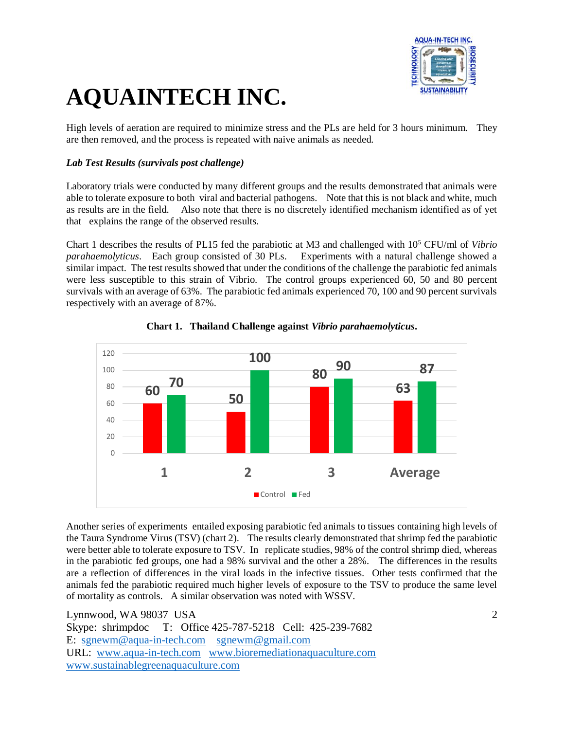# AQUAINTECH INC.

High levels of aeration are required to minimize stress and the PLs are held for 3 hours minimum. They are then removed, and the process is repeated with naive animals as needed.

***Lab Test Results (survivals post challenge)***

Laboratory trials were conducted by many different groups and the results demonstrated that animals were able to tolerate exposure to both viral and bacterial pathogens. Note that this is not black and white, much as results are in the field. Also note that there is no discretely identified mechanism identified as of yet that explains the range of the observed results.

Chart 1 describes the results of PL15 fed the parabiotic at M3 and challenged with $10^5$ CFU/ml of *Vibrio parahaemolyticus*. Each group consisted of 30 PLs. Experiments with a natural challenge showed a similar impact. The test results showed that under the conditions of the challenge the parabiotic fed animals were less susceptible to this strain of Vibrio. The control groups experienced 60, 50 and 80 percent survivals with an average of 63%. The parabiotic fed animals experienced 70, 100 and 90 percent survivals respectively with an average of 87%.

**Chart 1. Thailand Challenge against *Vibrio parahaemolyticus*.**

| | 1 | 2 | 3 | Average |
|---|---|---|---|---|
| Control | 60 | 50 | 80 | 63 |
| Fed | 70 | 100 | 90 | 87 |

Another series of experiments entailed exposing parabiotic fed animals to tissues containing high levels of the Taura Syndrome Virus (TSV) (chart 2). The results clearly demonstrated that shrimp fed the parabiotic were better able to tolerate exposure to TSV. In replicate studies, 98% of the control shrimp died, whereas in the parabiotic fed groups, one had a 98% survival and the other a 28%. The differences in the results are a reflection of differences in the viral loads in the infective tissues. Other tests confirmed that the animals fed the parabiotic required much higher levels of exposure to the TSV to produce the same level of mortality as controls. A similar observation was noted with WSSV.

Lynnwood, WA 98037 USA
Skype: shrimpdoc T: Office 425-787-5218 Cell: 425-239-7682
E: sgnewm@aqua-in-tech.com sgnewm@gmail.com
URL: www.aqua-in-tech.com www.bioremediationaquaculture.com
www.sustainablegreenaquaculture.com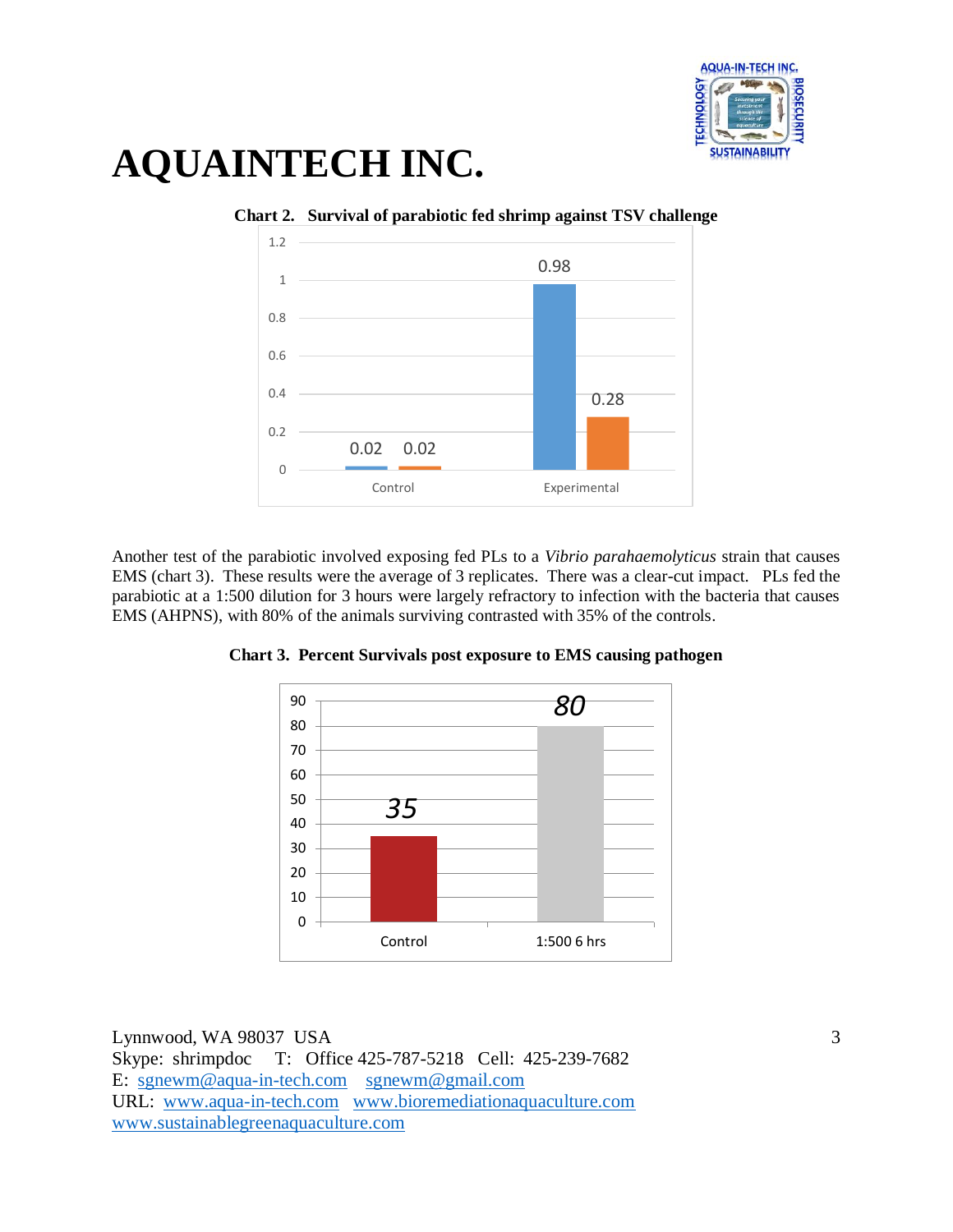# AQUAINTECH INC.

**Chart 2. Survival of parabiotic fed shrimp against TSV challenge**

| | Series 1 | Series 2 |
|---|---|---|
| Control | 0.02 | 0.02 |
| Experimental | 0.98 | 0.28 |

Another test of the parabiotic involved exposing fed PLs to a *Vibrio parahaemolyticus* strain that causes EMS (chart 3). These results were the average of 3 replicates. There was a clear-cut impact. PLs fed the parabiotic at a 1:500 dilution for 3 hours were largely refractory to infection with the bacteria that causes EMS (AHPNS), with 80% of the animals surviving contrasted with 35% of the controls.

**Chart 3. Percent Survivals post exposure to EMS causing pathogen**

| | Percent Survival |
|---|---|
| Control | 35 |
| 1:500 6 hrs | 80 |

Lynnwood, WA 98037 USA
Skype: shrimpdoc T: Office 425-787-5218 Cell: 425-239-7682
E: sgnewm@aqua-in-tech.com sgnewm@gmail.com
URL: www.aqua-in-tech.com www.bioremediationaquaculture.com
www.sustainablegreenaquaculture.com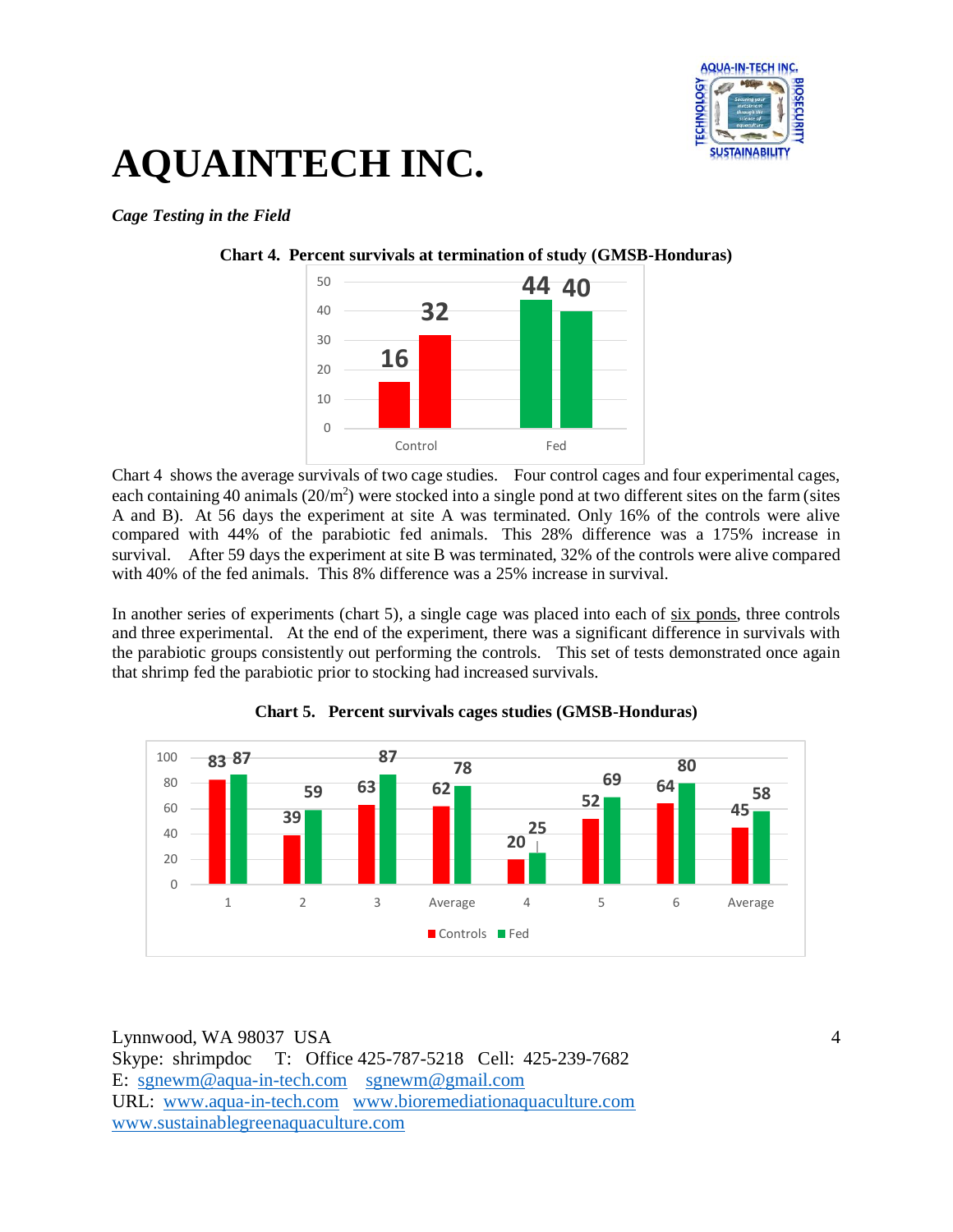# AQUAINTECH INC.

***Cage Testing in the Field***

**Chart 4. Percent survivals at termination of study (GMSB-Honduras)**

| | Control | Fed |
|---|---|---|
| Site A | 16 | 44 |
| Site B | 32 | 40 |

Chart 4 shows the average survivals of two cage studies. Four control cages and four experimental cages, each containing 40 animals (20/m$^2$) were stocked into a single pond at two different sites on the farm (sites A and B). At 56 days the experiment at site A was terminated. Only 16% of the controls were alive compared with 44% of the parabiotic fed animals. This 28% difference was a 175% increase in survival. After 59 days the experiment at site B was terminated, 32% of the controls were alive compared with 40% of the fed animals. This 8% difference was a 25% increase in survival.

In another series of experiments (chart 5), a single cage was placed into each of six ponds, three controls and three experimental. At the end of the experiment, there was a significant difference in survivals with the parabiotic groups consistently out performing the controls. This set of tests demonstrated once again that shrimp fed the parabiotic prior to stocking had increased survivals.

**Chart 5. Percent survivals cages studies (GMSB-Honduras)**

| | 1 | 2 | 3 | Average | 4 | 5 | 6 | Average |
|---|---|---|---|---|---|---|---|---|
| Controls | 83 | 39 | 63 | 62 | 20 | 52 | 64 | 45 |
| Fed | 87 | 59 | 87 | 78 | 25 | 69 | 80 | 58 |

Lynnwood, WA 98037 USA
Skype: shrimpdoc T: Office 425-787-5218 Cell: 425-239-7682
E: sgnewm@aqua-in-tech.com sgnewm@gmail.com
URL: www.aqua-in-tech.com www.bioremediationaquaculture.com
www.sustainablegreenaquaculture.com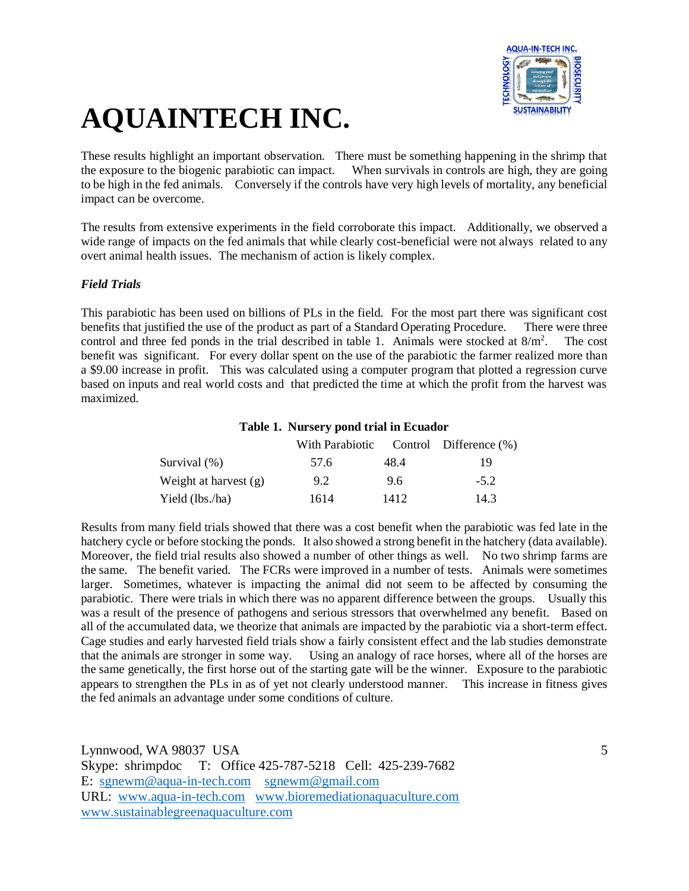# AQUAINTECH INC.

These results highlight an important observation. There must be something happening in the shrimp that the exposure to the biogenic parabiotic can impact. When survivals in controls are high, they are going to be high in the fed animals. Conversely if the controls have very high levels of mortality, any beneficial impact can be overcome.

The results from extensive experiments in the field corroborate this impact. Additionally, we observed a wide range of impacts on the fed animals that while clearly cost-beneficial were not always related to any overt animal health issues. The mechanism of action is likely complex.

*Field Trials*

This parabiotic has been used on billions of PLs in the field. For the most part there was significant cost benefits that justified the use of the product as part of a Standard Operating Procedure. There were three control and three fed ponds in the trial described in table 1. Animals were stocked at $8/m^2$. The cost benefit was significant. For every dollar spent on the use of the parabiotic the farmer realized more than a $9.00 increase in profit. This was calculated using a computer program that plotted a regression curve based on inputs and real world costs and that predicted the time at which the profit from the harvest was maximized.

**Table 1. Nursery pond trial in Ecuador**

| | With Parabiotic | Control | Difference (%) |
|---|---|---|---|
| Survival (%) | 57.6 | 48.4 | 19 |
| Weight at harvest (g) | 9.2 | 9.6 | -5.2 |
| Yield (lbs./ha) | 1614 | 1412 | 14.3 |

Results from many field trials showed that there was a cost benefit when the parabiotic was fed late in the hatchery cycle or before stocking the ponds. It also showed a strong benefit in the hatchery (data available). Moreover, the field trial results also showed a number of other things as well. No two shrimp farms are the same. The benefit varied. The FCRs were improved in a number of tests. Animals were sometimes larger. Sometimes, whatever is impacting the animal did not seem to be affected by consuming the parabiotic. There were trials in which there was no apparent difference between the groups. Usually this was a result of the presence of pathogens and serious stressors that overwhelmed any benefit. Based on all of the accumulated data, we theorize that animals are impacted by the parabiotic via a short-term effect. Cage studies and early harvested field trials show a fairly consistent effect and the lab studies demonstrate that the animals are stronger in some way. Using an analogy of race horses, where all of the horses are the same genetically, the first horse out of the starting gate will be the winner. Exposure to the parabiotic appears to strengthen the PLs in as of yet not clearly understood manner. This increase in fitness gives the fed animals an advantage under some conditions of culture.

Lynnwood, WA 98037 USA
Skype: shrimpdoc T: Office 425-787-5218 Cell: 425-239-7682
E: sgnewm@aqua-in-tech.com sgnewm@gmail.com
URL: www.aqua-in-tech.com www.bioremediationaquaculture.com
www.sustainablegreenaquaculture.com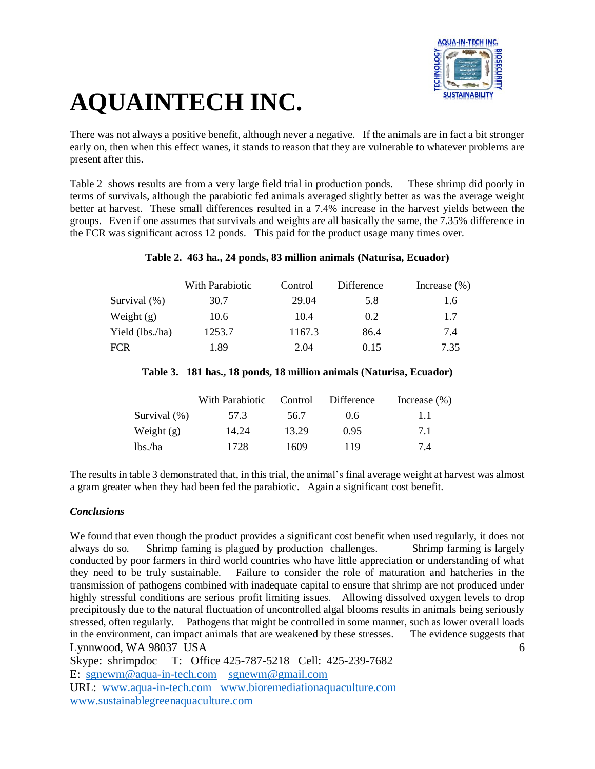There was not always a positive benefit, although never a negative. If the animals are in fact a bit stronger early on, then when this effect wanes, it stands to reason that they are vulnerable to whatever problems are present after this.

Table 2 shows results are from a very large field trial in production ponds. These shrimp did poorly in terms of survivals, although the parabiotic fed animals averaged slightly better as was the average weight better at harvest. These small differences resulted in a 7.4% increase in the harvest yields between the groups. Even if one assumes that survivals and weights are all basically the same, the 7.35% difference in the FCR was significant across 12 ponds. This paid for the product usage many times over.

**Table 2. 463 ha., 24 ponds, 83 million animals (Naturisa, Ecuador)**

| | With Parabiotic | Control | Difference | Increase (%) |
|---|---|---|---|---|
| Survival (%) | 30.7 | 29.04 | 5.8 | 1.6 |
| Weight (g) | 10.6 | 10.4 | 0.2 | 1.7 |
| Yield (lbs./ha) | 1253.7 | 1167.3 | 86.4 | 7.4 |
| FCR | 1.89 | 2.04 | 0.15 | 7.35 |

**Table 3. 181 has., 18 ponds, 18 million animals (Naturisa, Ecuador)**

| | With Parabiotic | Control | Difference | Increase (%) |
|---|---|---|---|---|
| Survival (%) | 57.3 | 56.7 | 0.6 | 1.1 |
| Weight (g) | 14.24 | 13.29 | 0.95 | 7.1 |
| lbs./ha | 1728 | 1609 | 119 | 7.4 |

The results in table 3 demonstrated that, in this trial, the animal's final average weight at harvest was almost a gram greater when they had been fed the parabiotic. Again a significant cost benefit.

### *Conclusions*

We found that even though the product provides a significant cost benefit when used regularly, it does not always do so. Shrimp faming is plagued by production challenges. Shrimp farming is largely conducted by poor farmers in third world countries who have little appreciation or understanding of what they need to be truly sustainable. Failure to consider the role of maturation and hatcheries in the transmission of pathogens combined with inadequate capital to ensure that shrimp are not produced under highly stressful conditions are serious profit limiting issues. Allowing dissolved oxygen levels to drop precipitously due to the natural fluctuation of uncontrolled algal blooms results in animals being seriously stressed, often regularly. Pathogens that might be controlled in some manner, such as lower overall loads in the environment, can impact animals that are weakened by these stresses. The evidence suggests that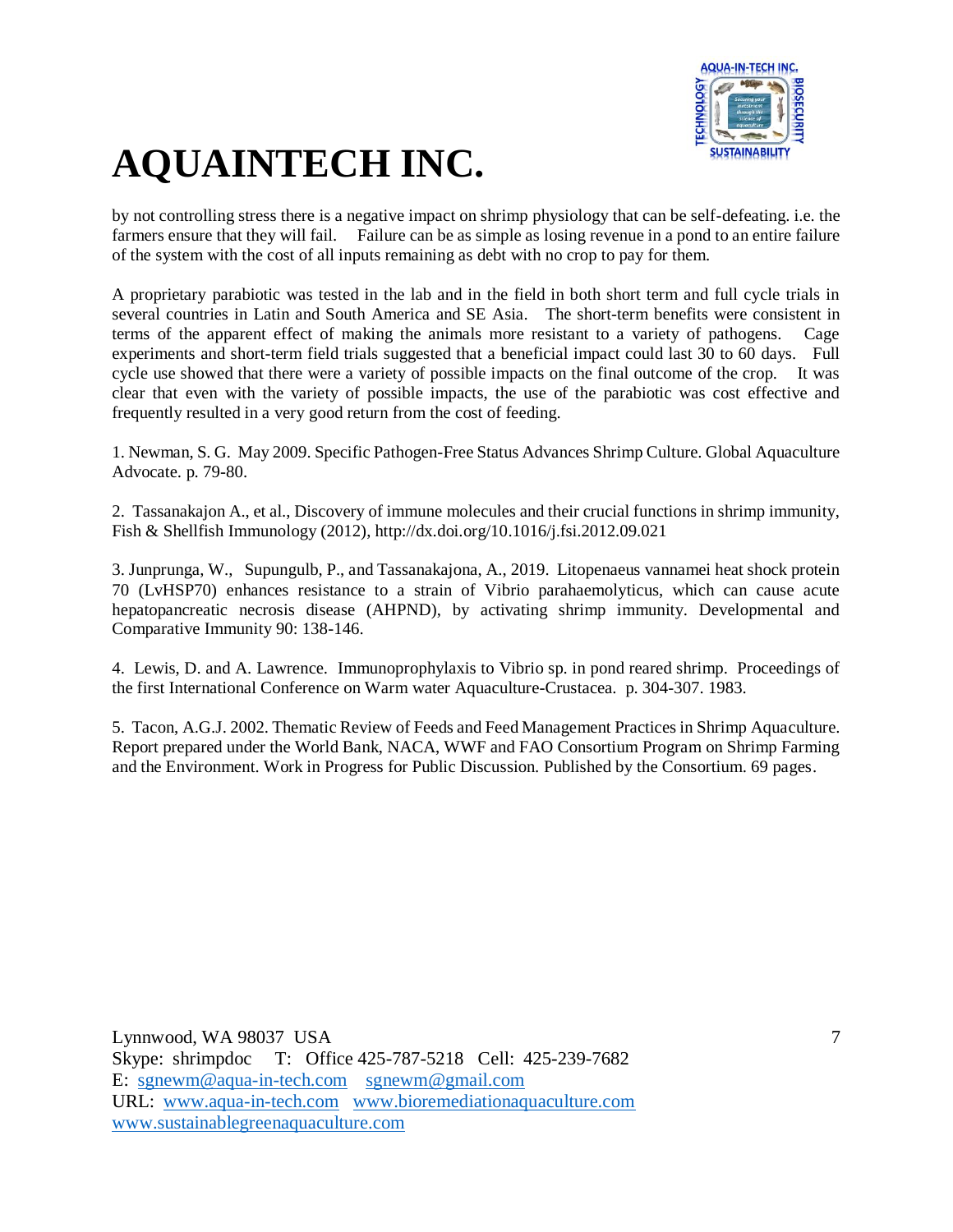by not controlling stress there is a negative impact on shrimp physiology that can be self-defeating. i.e. the farmers ensure that they will fail. Failure can be as simple as losing revenue in a pond to an entire failure of the system with the cost of all inputs remaining as debt with no crop to pay for them.

A proprietary parabiotic was tested in the lab and in the field in both short term and full cycle trials in several countries in Latin and South America and SE Asia. The short-term benefits were consistent in terms of the apparent effect of making the animals more resistant to a variety of pathogens. Cage experiments and short-term field trials suggested that a beneficial impact could last 30 to 60 days. Full cycle use showed that there were a variety of possible impacts on the final outcome of the crop. It was clear that even with the variety of possible impacts, the use of the parabiotic was cost effective and frequently resulted in a very good return from the cost of feeding.

1. Newman, S. G. May 2009. Specific Pathogen-Free Status Advances Shrimp Culture. Global Aquaculture Advocate. p. 79-80.

2. Tassanakajon A., et al., Discovery of immune molecules and their crucial functions in shrimp immunity, Fish & Shellfish Immunology (2012), http://dx.doi.org/10.1016/j.fsi.2012.09.021

3. Junprunga, W., Supungulb, P., and Tassanakajona, A., 2019. Litopenaeus vannamei heat shock protein 70 (LvHSP70) enhances resistance to a strain of Vibrio parahaemolyticus, which can cause acute hepatopancreatic necrosis disease (AHPND), by activating shrimp immunity. Developmental and Comparative Immunity 90: 138-146.

4. Lewis, D. and A. Lawrence. Immunoprophylaxis to Vibrio sp. in pond reared shrimp. Proceedings of the first International Conference on Warm water Aquaculture-Crustacea. p. 304-307. 1983.

5. Tacon, A.G.J. 2002. Thematic Review of Feeds and Feed Management Practices in Shrimp Aquaculture. Report prepared under the World Bank, NACA, WWF and FAO Consortium Program on Shrimp Farming and the Environment. Work in Progress for Public Discussion. Published by the Consortium. 69 pages.